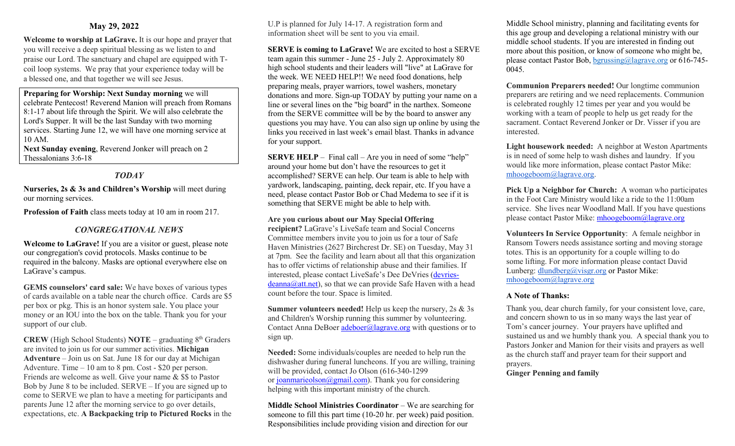## May 29, 2022

**Welcome to worship at LaGrave.** It is our hope and prayer that you will receive a deep spiritual blessing as we listen to and praise our Lord. The sanctuary and chapel are equipped with T-coil loop systems. We pray that your experience today will be a blessed one, and that together we will see Jesus.

**Preparing for Worship: Next Sunday morning** we will celebrate Pentecost! Reverend Manion will preach from Romans 8:1-17 about life through the Spirit. We will also celebrate the Lord's Supper. It will be the last Sunday with two morning services. Starting June 12, we will have one morning service at 10 AM.
**Next Sunday evening**, Reverend Jonker will preach on 2 Thessalonians 3:6-18

### *TODAY*

**Nurseries, 2s & 3s and Children's Worship** will meet during our morning services.

**Profession of Faith** class meets today at 10 am in room 217.

### *CONGREGATIONAL NEWS*

**Welcome to LaGrave!** If you are a visitor or guest, please note our congregation's covid protocols. Masks continue to be required in the balcony. Masks are optional everywhere else on LaGrave's campus.

**GEMS counselors' card sale:** We have boxes of various types of cards available on a table near the church office. Cards are $5 per box or pkg. This is an honor system sale. You place your money or an IOU into the box on the table. Thank you for your support of our club.

**CREW** (High School Students) **NOTE** – graduating 8th Graders are invited to join us for our summer activities. **Michigan Adventure** – Join us on Sat. June 18 for our day at Michigan Adventure. Time – 10 am to 8 pm. Cost - $20 per person. Friends are welcome as well. Give your name & $$ to Pastor Bob by June 8 to be included. SERVE – If you are signed up to come to SERVE we plan to have a meeting for participants and parents June 12 after the morning service to go over details, expectations, etc. **A Backpacking trip to Pictured Rocks** in the U.P is planned for July 14-17. A registration form and information sheet will be sent to you via email.

**SERVE is coming to LaGrave!** We are excited to host a SERVE team again this summer - June 25 - July 2. Approximately 80 high school students and their leaders will "live" at LaGrave for the week. WE NEED HELP!! We need food donations, help preparing meals, prayer warriors, towel washers, monetary donations and more. Sign-up TODAY by putting your name on a line or several lines on the "big board" in the narthex. Someone from the SERVE committee will be by the board to answer any questions you may have. You can also sign up online by using the links you received in last week's email blast. Thanks in advance for your support.

**SERVE HELP** – Final call – Are you in need of some "help" around your home but don't have the resources to get it accomplished? SERVE can help. Our team is able to help with yardwork, landscaping, painting, deck repair, etc. If you have a need, please contact Pastor Bob or Chad Medema to see if it is something that SERVE might be able to help with.

**Are you curious about our May Special Offering recipient?** LaGrave's LiveSafe team and Social Concerns Committee members invite you to join us for a tour of Safe Haven Ministries (2627 Birchcrest Dr. SE) on Tuesday, May 31 at 7pm. See the facility and learn about all that this organization has to offer victims of relationship abuse and their families. If interested, please contact LiveSafe's Dee DeVries (devries-deanna@att.net), so that we can provide Safe Haven with a head count before the tour. Space is limited.

**Summer volunteers needed!** Help us keep the nursery, 2s & 3s and Children's Worship running this summer by volunteering. Contact Anna DeBoer adeboer@lagrave.org with questions or to sign up.

**Needed:** Some individuals/couples are needed to help run the dishwasher during funeral luncheons. If you are willing, training will be provided, contact Jo Olson (616-340-1299 or joanmarieolson@gmail.com). Thank you for considering helping with this important ministry of the church.

**Middle School Ministries Coordinator** – We are searching for someone to fill this part time (10-20 hr. per week) paid position. Responsibilities include providing vision and direction for our Middle School ministry, planning and facilitating events for this age group and developing a relational ministry with our middle school students. If you are interested in finding out more about this position, or know of someone who might be, please contact Pastor Bob, bgrussing@lagrave.org or 616-745-0045.

**Communion Preparers needed!** Our longtime communion preparers are retiring and we need replacements. Communion is celebrated roughly 12 times per year and you would be working with a team of people to help us get ready for the sacrament. Contact Reverend Jonker or Dr. Visser if you are interested.

**Light housework needed:** A neighbor at Weston Apartments is in need of some help to wash dishes and laundry. If you would like more information, please contact Pastor Mike: mhoogeboom@lagrave.org.

**Pick Up a Neighbor for Church:** A woman who participates in the Foot Care Ministry would like a ride to the 11:00am service. She lives near Woodland Mall. If you have questions please contact Pastor Mike: mhoogeboom@lagrave.org

**Volunteers In Service Opportunity**: A female neighbor in Ransom Towers needs assistance sorting and moving storage totes. This is an opportunity for a couple willing to do some lifting. For more information please contact David Lunberg: dlundberg@visgr.org or Pastor Mike: mhoogeboom@lagrave.org

**A Note of Thanks:**

Thank you, dear church family, for your consistent love, care, and concern shown to us in so many ways the last year of Tom's cancer journey. Your prayers have uplifted and sustained us and we humbly thank you. A special thank you to Pastors Jonker and Manion for their visits and prayers as well as the church staff and prayer team for their support and prayers.
**Ginger Penning and family**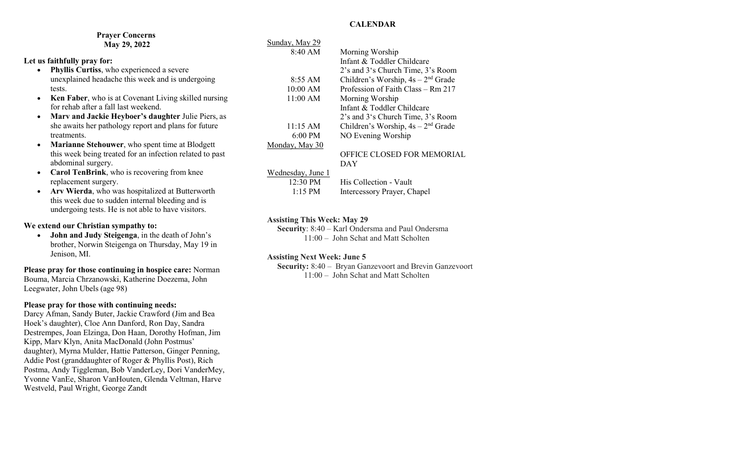## Prayer Concerns
## May 29, 2022

**Let us faithfully pray for:**

- **Phyllis Curtiss**, who experienced a severe unexplained headache this week and is undergoing tests.
- **Ken Faber**, who is at Covenant Living skilled nursing for rehab after a fall last weekend.
- **Marv and Jackie Heyboer's daughter** Julie Piers, as she awaits her pathology report and plans for future treatments.
- **Marianne Stehouwer**, who spent time at Blodgett this week being treated for an infection related to past abdominal surgery.
- **Carol TenBrink**, who is recovering from knee replacement surgery.
- **Arv Wierda**, who was hospitalized at Butterworth this week due to sudden internal bleeding and is undergoing tests. He is not able to have visitors.

**We extend our Christian sympathy to:**

- **John and Judy Steigenga**, in the death of John's brother, Norwin Steigenga on Thursday, May 19 in Jenison, MI.

**Please pray for those continuing in hospice care:** Norman Bouma, Marcia Chrzanowski, Katherine Doezema, John Leegwater, John Ubels (age 98)

**Please pray for those with continuing needs:**
Darcy Afman, Sandy Buter, Jackie Crawford (Jim and Bea Hoek's daughter), Cloe Ann Danford, Ron Day, Sandra Destrempes, Joan Elzinga, Don Haan, Dorothy Hofman, Jim Kipp, Marv Klyn, Anita MacDonald (John Postmus' daughter), Myrna Mulder, Hattie Patterson, Ginger Penning, Addie Post (granddaughter of Roger & Phyllis Post), Rich Postma, Andy Tiggleman, Bob VanderLey, Dori VanderMey, Yvonne VanEe, Sharon VanHouten, Glenda Veltman, Harve Westveld, Paul Wright, George Zandt

## CALENDAR

<u>Sunday, May 29</u>

| | |
|---|---|
| 8:40 AM | Morning Worship |
| | Infant & Toddler Childcare |
| | 2's and 3's Church Time, 3's Room |
| 8:55 AM | Children's Worship, 4s – 2nd Grade |
| 10:00 AM | Profession of Faith Class – Rm 217 |
| 11:00 AM | Morning Worship |
| | Infant & Toddler Childcare |
| | 2's and 3's Church Time, 3's Room |
| 11:15 AM | Children's Worship, 4s – 2nd Grade |
| 6:00 PM | NO Evening Worship |

<u>Monday, May 30</u>

OFFICE CLOSED FOR MEMORIAL DAY

<u>Wednesday, June 1</u>

| | |
|---|---|
| 12:30 PM | His Collection - Vault |
| 1:15 PM | Intercessory Prayer, Chapel |

**Assisting This Week: May 29**
**Security**: 8:40 – Karl Ondersma and Paul Ondersma
11:00 – John Schat and Matt Scholten

**Assisting Next Week: June 5**
**Security:** 8:40 – Bryan Ganzevoort and Brevin Ganzevoort
11:00 – John Schat and Matt Scholten